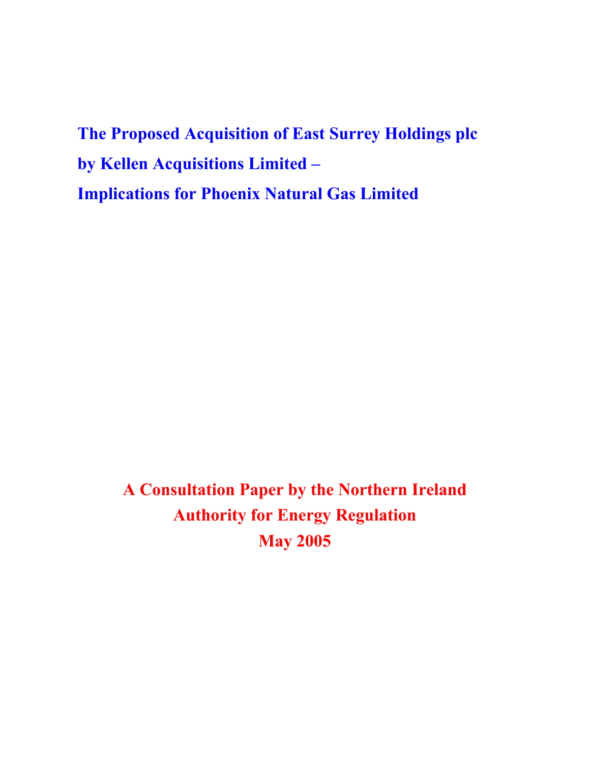# The Proposed Acquisition of East Surrey Holdings plc by Kellen Acquisitions Limited – Implications for Phoenix Natural Gas Limited

**A Consultation Paper by the Northern Ireland Authority for Energy Regulation**

**May 2005**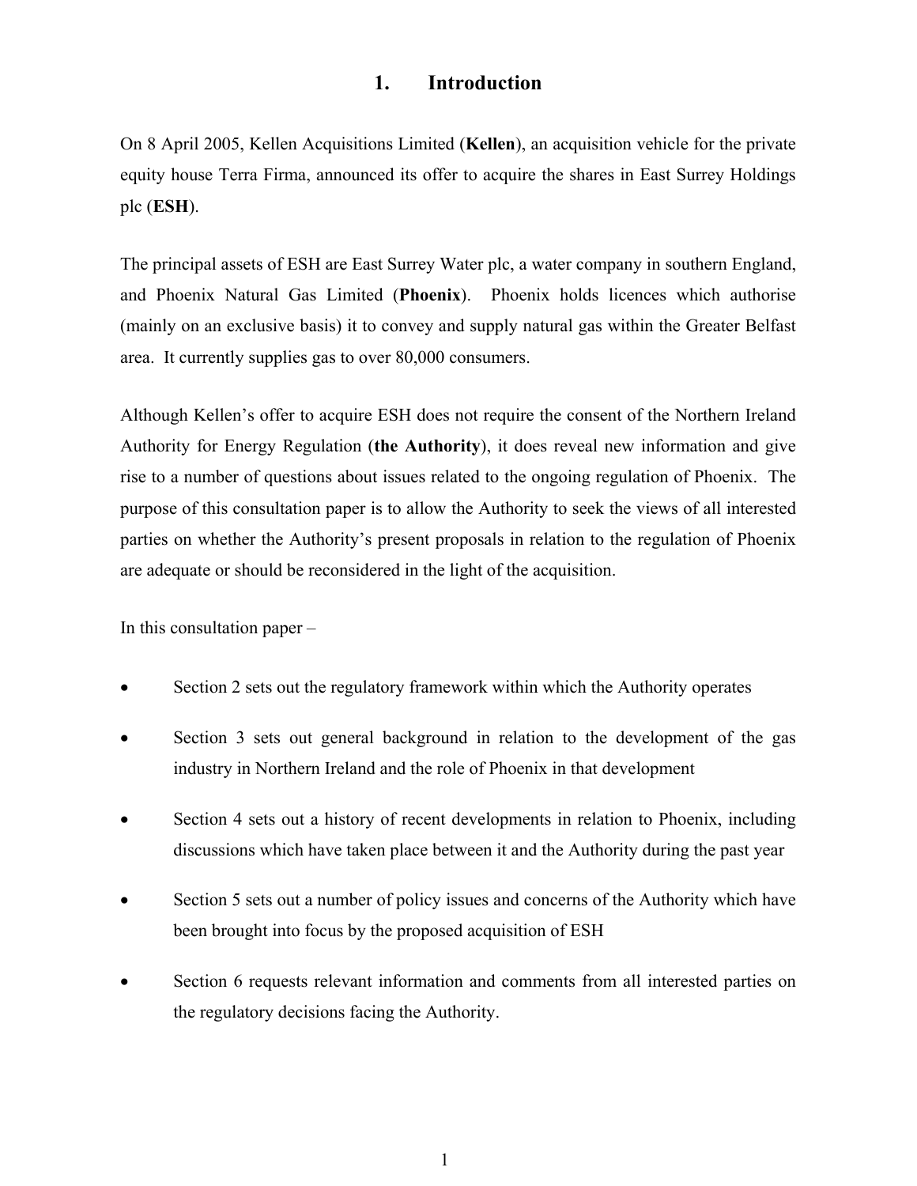# 1. Introduction

On 8 April 2005, Kellen Acquisitions Limited (**Kellen**), an acquisition vehicle for the private equity house Terra Firma, announced its offer to acquire the shares in East Surrey Holdings plc (**ESH**).

The principal assets of ESH are East Surrey Water plc, a water company in southern England, and Phoenix Natural Gas Limited (**Phoenix**). Phoenix holds licences which authorise (mainly on an exclusive basis) it to convey and supply natural gas within the Greater Belfast area. It currently supplies gas to over 80,000 consumers.

Although Kellen's offer to acquire ESH does not require the consent of the Northern Ireland Authority for Energy Regulation (**the Authority**), it does reveal new information and give rise to a number of questions about issues related to the ongoing regulation of Phoenix. The purpose of this consultation paper is to allow the Authority to seek the views of all interested parties on whether the Authority's present proposals in relation to the regulation of Phoenix are adequate or should be reconsidered in the light of the acquisition.

In this consultation paper –

- Section 2 sets out the regulatory framework within which the Authority operates
- Section 3 sets out general background in relation to the development of the gas industry in Northern Ireland and the role of Phoenix in that development
- Section 4 sets out a history of recent developments in relation to Phoenix, including discussions which have taken place between it and the Authority during the past year
- Section 5 sets out a number of policy issues and concerns of the Authority which have been brought into focus by the proposed acquisition of ESH
- Section 6 requests relevant information and comments from all interested parties on the regulatory decisions facing the Authority.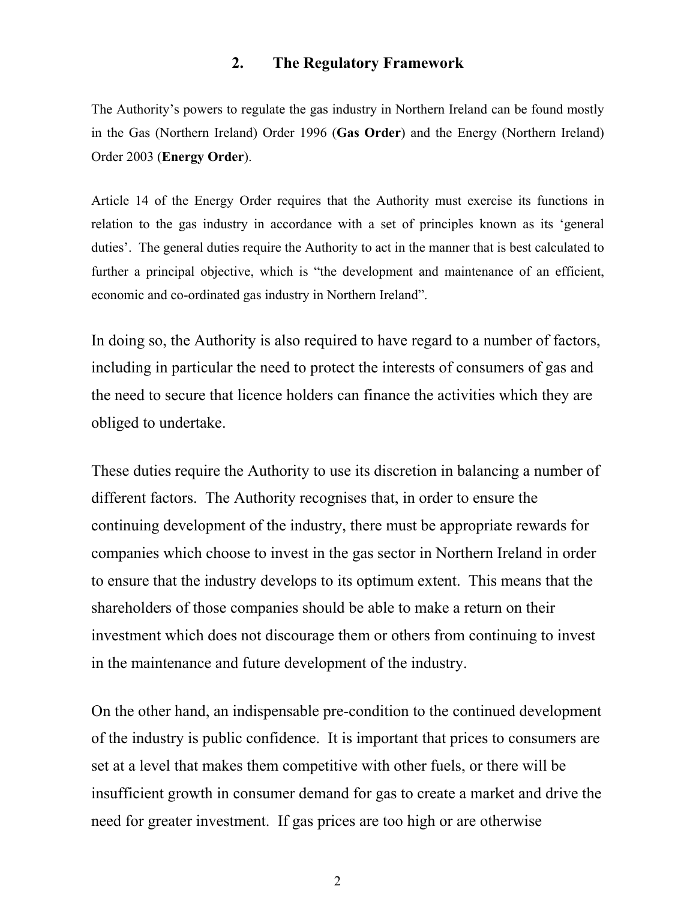## 2. The Regulatory Framework

The Authority's powers to regulate the gas industry in Northern Ireland can be found mostly in the Gas (Northern Ireland) Order 1996 (**Gas Order**) and the Energy (Northern Ireland) Order 2003 (**Energy Order**).

Article 14 of the Energy Order requires that the Authority must exercise its functions in relation to the gas industry in accordance with a set of principles known as its 'general duties'. The general duties require the Authority to act in the manner that is best calculated to further a principal objective, which is "the development and maintenance of an efficient, economic and co-ordinated gas industry in Northern Ireland".

In doing so, the Authority is also required to have regard to a number of factors, including in particular the need to protect the interests of consumers of gas and the need to secure that licence holders can finance the activities which they are obliged to undertake.

These duties require the Authority to use its discretion in balancing a number of different factors. The Authority recognises that, in order to ensure the continuing development of the industry, there must be appropriate rewards for companies which choose to invest in the gas sector in Northern Ireland in order to ensure that the industry develops to its optimum extent. This means that the shareholders of those companies should be able to make a return on their investment which does not discourage them or others from continuing to invest in the maintenance and future development of the industry.

On the other hand, an indispensable pre-condition to the continued development of the industry is public confidence. It is important that prices to consumers are set at a level that makes them competitive with other fuels, or there will be insufficient growth in consumer demand for gas to create a market and drive the need for greater investment. If gas prices are too high or are otherwise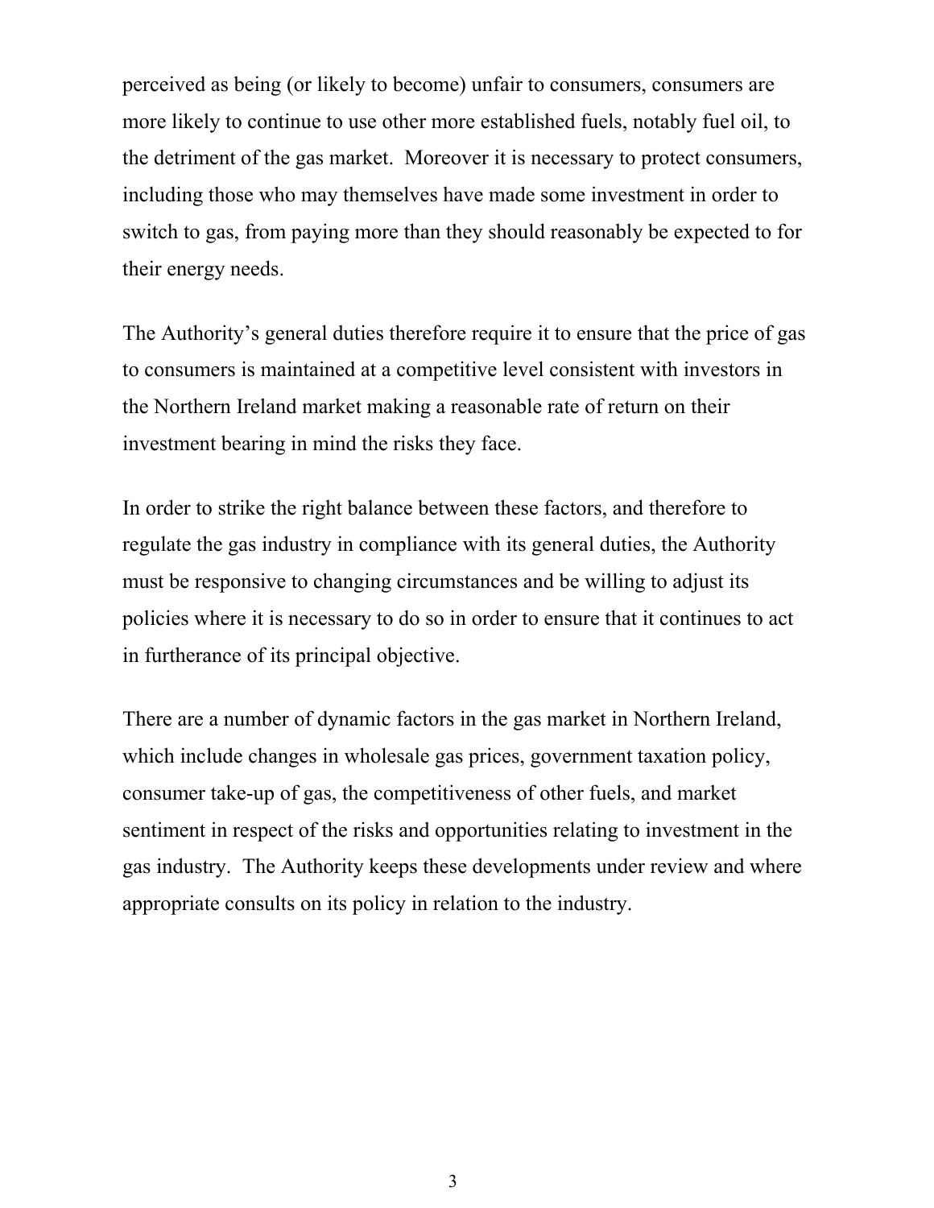perceived as being (or likely to become) unfair to consumers, consumers are more likely to continue to use other more established fuels, notably fuel oil, to the detriment of the gas market. Moreover it is necessary to protect consumers, including those who may themselves have made some investment in order to switch to gas, from paying more than they should reasonably be expected to for their energy needs.

The Authority's general duties therefore require it to ensure that the price of gas to consumers is maintained at a competitive level consistent with investors in the Northern Ireland market making a reasonable rate of return on their investment bearing in mind the risks they face.

In order to strike the right balance between these factors, and therefore to regulate the gas industry in compliance with its general duties, the Authority must be responsive to changing circumstances and be willing to adjust its policies where it is necessary to do so in order to ensure that it continues to act in furtherance of its principal objective.

There are a number of dynamic factors in the gas market in Northern Ireland, which include changes in wholesale gas prices, government taxation policy, consumer take-up of gas, the competitiveness of other fuels, and market sentiment in respect of the risks and opportunities relating to investment in the gas industry. The Authority keeps these developments under review and where appropriate consults on its policy in relation to the industry.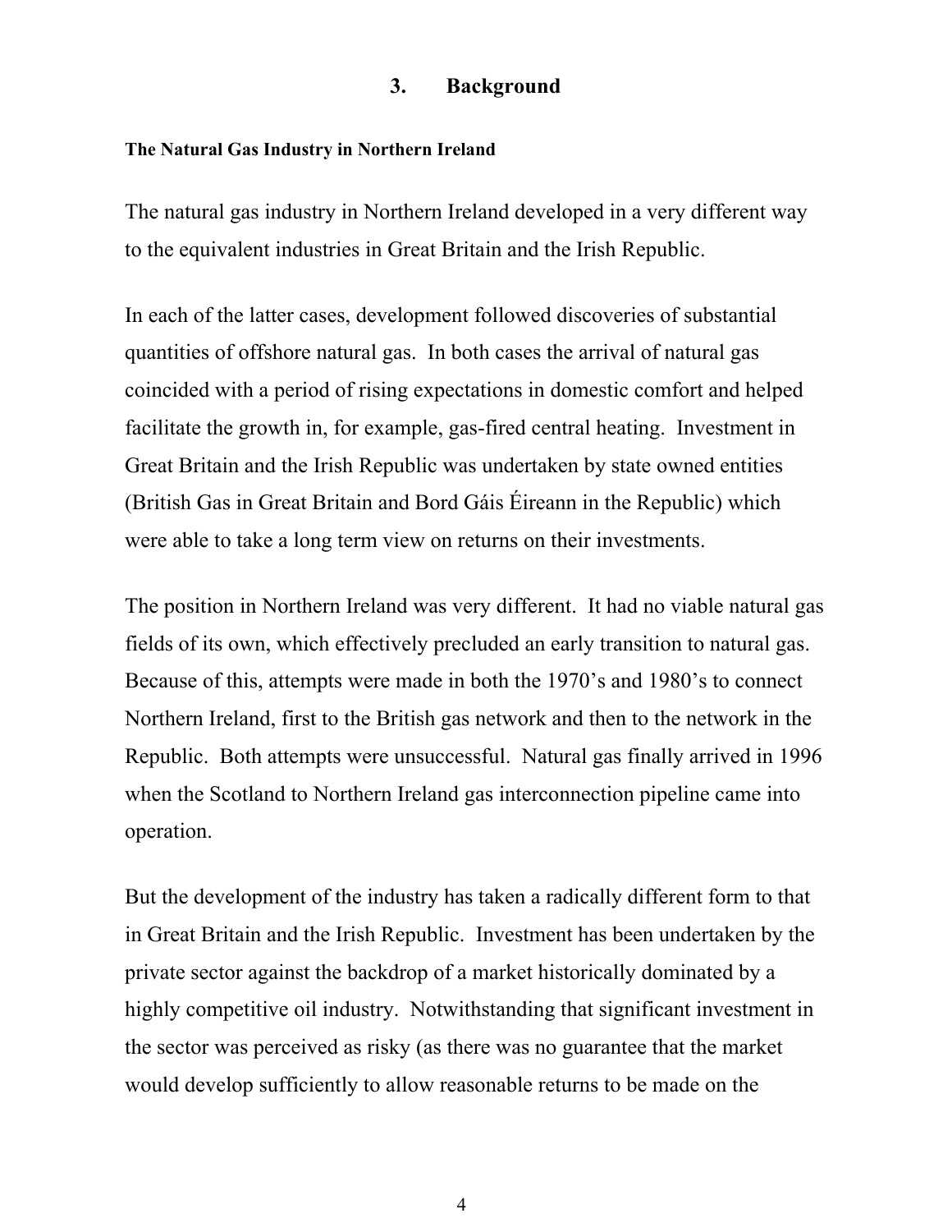# 3. Background

### The Natural Gas Industry in Northern Ireland

The natural gas industry in Northern Ireland developed in a very different way to the equivalent industries in Great Britain and the Irish Republic.

In each of the latter cases, development followed discoveries of substantial quantities of offshore natural gas. In both cases the arrival of natural gas coincided with a period of rising expectations in domestic comfort and helped facilitate the growth in, for example, gas-fired central heating. Investment in Great Britain and the Irish Republic was undertaken by state owned entities (British Gas in Great Britain and Bord Gáis Éireann in the Republic) which were able to take a long term view on returns on their investments.

The position in Northern Ireland was very different. It had no viable natural gas fields of its own, which effectively precluded an early transition to natural gas. Because of this, attempts were made in both the 1970's and 1980's to connect Northern Ireland, first to the British gas network and then to the network in the Republic. Both attempts were unsuccessful. Natural gas finally arrived in 1996 when the Scotland to Northern Ireland gas interconnection pipeline came into operation.

But the development of the industry has taken a radically different form to that in Great Britain and the Irish Republic. Investment has been undertaken by the private sector against the backdrop of a market historically dominated by a highly competitive oil industry. Notwithstanding that significant investment in the sector was perceived as risky (as there was no guarantee that the market would develop sufficiently to allow reasonable returns to be made on the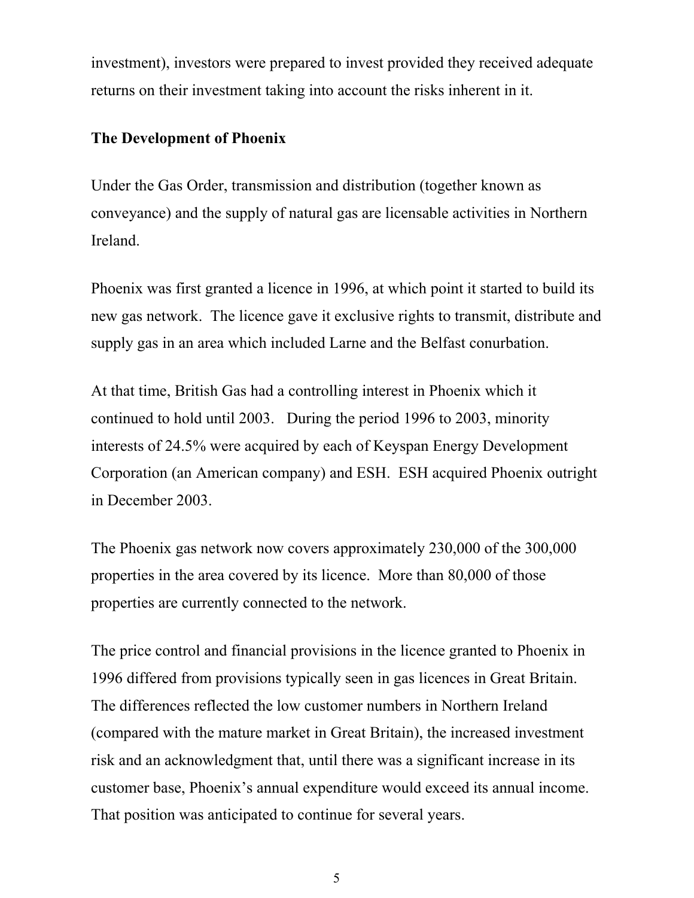investment), investors were prepared to invest provided they received adequate returns on their investment taking into account the risks inherent in it.

**The Development of Phoenix**

Under the Gas Order, transmission and distribution (together known as conveyance) and the supply of natural gas are licensable activities in Northern Ireland.

Phoenix was first granted a licence in 1996, at which point it started to build its new gas network. The licence gave it exclusive rights to transmit, distribute and supply gas in an area which included Larne and the Belfast conurbation.

At that time, British Gas had a controlling interest in Phoenix which it continued to hold until 2003. During the period 1996 to 2003, minority interests of 24.5% were acquired by each of Keyspan Energy Development Corporation (an American company) and ESH. ESH acquired Phoenix outright in December 2003.

The Phoenix gas network now covers approximately 230,000 of the 300,000 properties in the area covered by its licence. More than 80,000 of those properties are currently connected to the network.

The price control and financial provisions in the licence granted to Phoenix in 1996 differed from provisions typically seen in gas licences in Great Britain. The differences reflected the low customer numbers in Northern Ireland (compared with the mature market in Great Britain), the increased investment risk and an acknowledgment that, until there was a significant increase in its customer base, Phoenix's annual expenditure would exceed its annual income. That position was anticipated to continue for several years.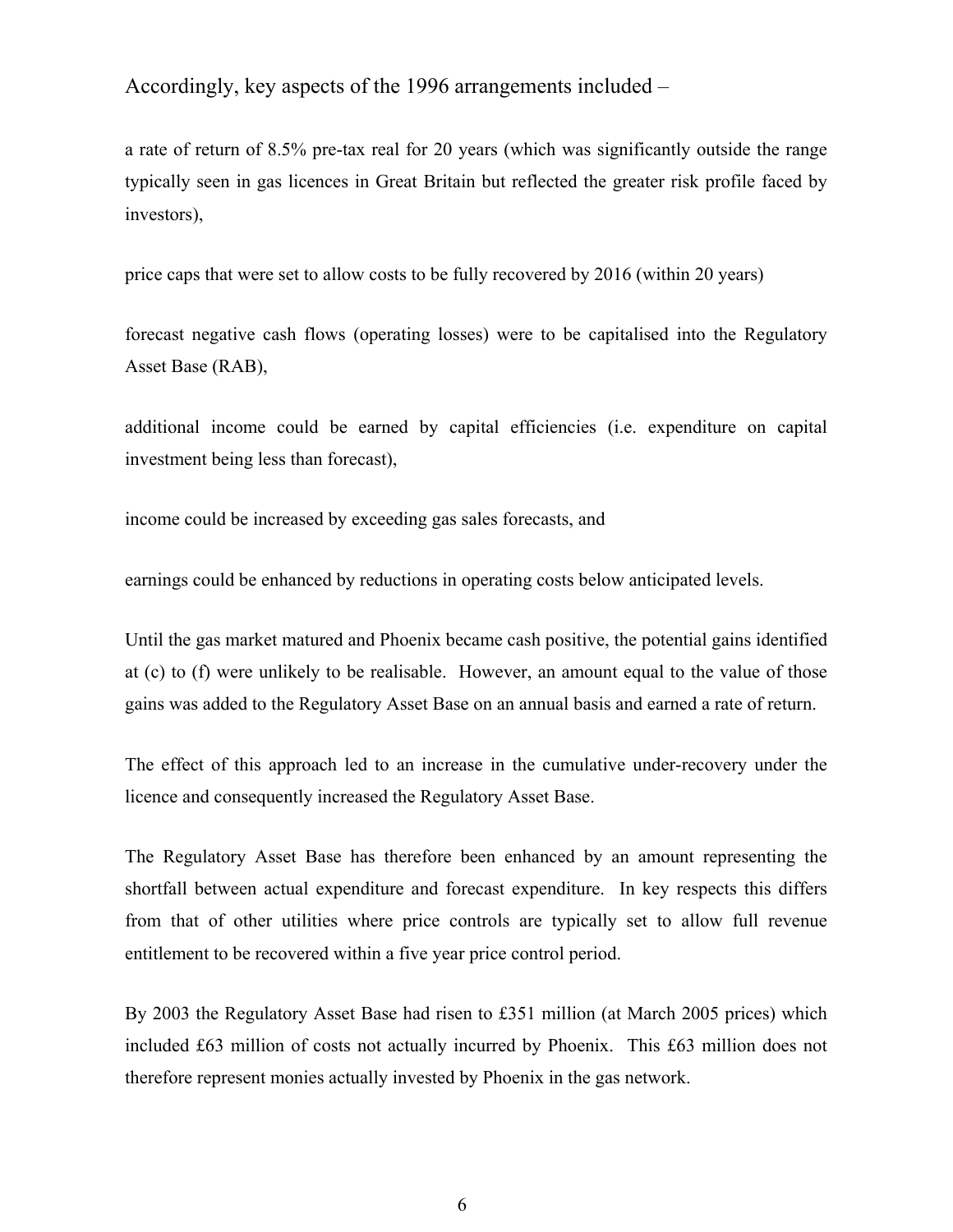Accordingly, key aspects of the 1996 arrangements included –

a rate of return of 8.5% pre-tax real for 20 years (which was significantly outside the range typically seen in gas licences in Great Britain but reflected the greater risk profile faced by investors),

price caps that were set to allow costs to be fully recovered by 2016 (within 20 years)

forecast negative cash flows (operating losses) were to be capitalised into the Regulatory Asset Base (RAB),

additional income could be earned by capital efficiencies (i.e. expenditure on capital investment being less than forecast),

income could be increased by exceeding gas sales forecasts, and

earnings could be enhanced by reductions in operating costs below anticipated levels.

Until the gas market matured and Phoenix became cash positive, the potential gains identified at (c) to (f) were unlikely to be realisable. However, an amount equal to the value of those gains was added to the Regulatory Asset Base on an annual basis and earned a rate of return.

The effect of this approach led to an increase in the cumulative under-recovery under the licence and consequently increased the Regulatory Asset Base.

The Regulatory Asset Base has therefore been enhanced by an amount representing the shortfall between actual expenditure and forecast expenditure. In key respects this differs from that of other utilities where price controls are typically set to allow full revenue entitlement to be recovered within a five year price control period.

By 2003 the Regulatory Asset Base had risen to £351 million (at March 2005 prices) which included £63 million of costs not actually incurred by Phoenix. This £63 million does not therefore represent monies actually invested by Phoenix in the gas network.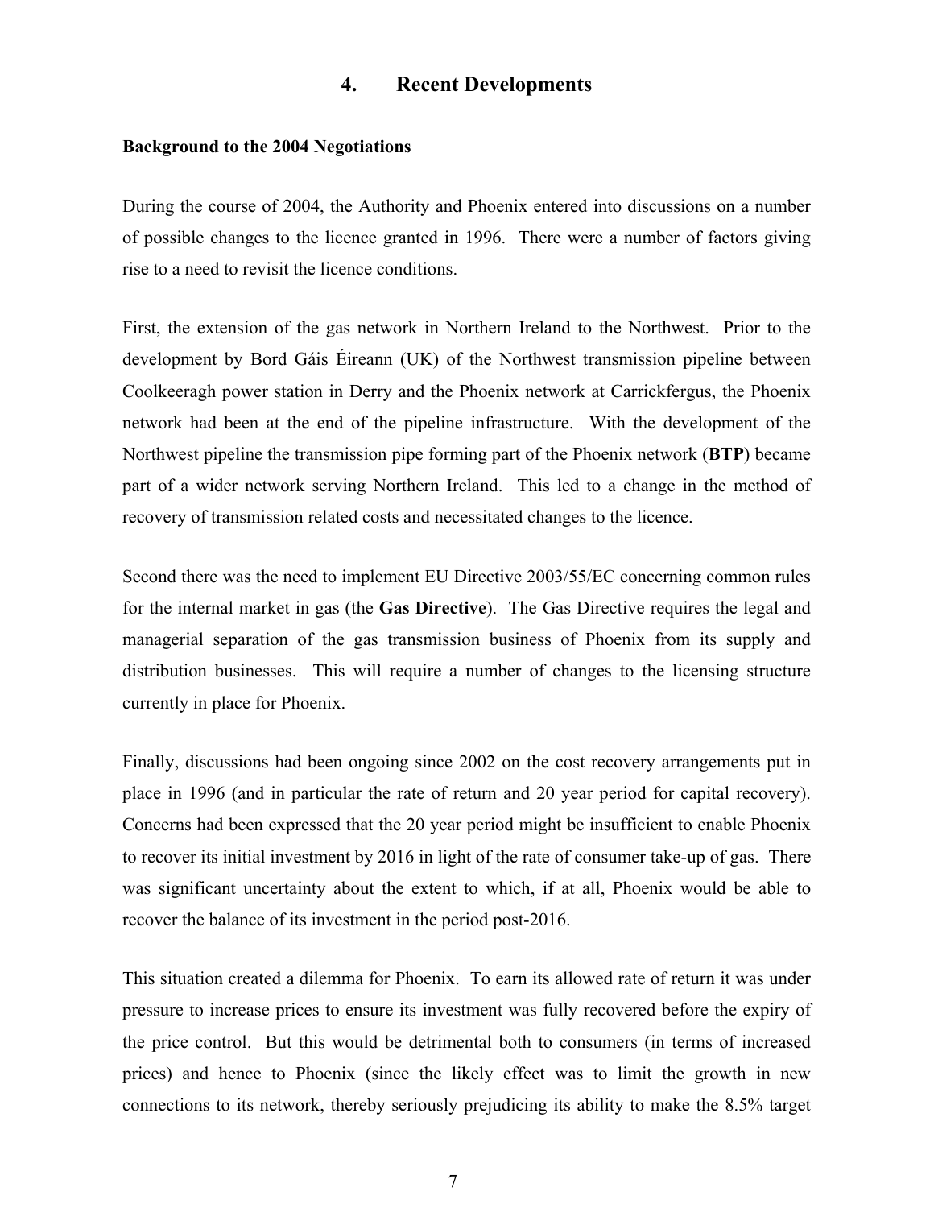## 4. Recent Developments

**Background to the 2004 Negotiations**

During the course of 2004, the Authority and Phoenix entered into discussions on a number of possible changes to the licence granted in 1996. There were a number of factors giving rise to a need to revisit the licence conditions.

First, the extension of the gas network in Northern Ireland to the Northwest. Prior to the development by Bord Gáis Éireann (UK) of the Northwest transmission pipeline between Coolkeeragh power station in Derry and the Phoenix network at Carrickfergus, the Phoenix network had been at the end of the pipeline infrastructure. With the development of the Northwest pipeline the transmission pipe forming part of the Phoenix network (**BTP**) became part of a wider network serving Northern Ireland. This led to a change in the method of recovery of transmission related costs and necessitated changes to the licence.

Second there was the need to implement EU Directive 2003/55/EC concerning common rules for the internal market in gas (the **Gas Directive**). The Gas Directive requires the legal and managerial separation of the gas transmission business of Phoenix from its supply and distribution businesses. This will require a number of changes to the licensing structure currently in place for Phoenix.

Finally, discussions had been ongoing since 2002 on the cost recovery arrangements put in place in 1996 (and in particular the rate of return and 20 year period for capital recovery). Concerns had been expressed that the 20 year period might be insufficient to enable Phoenix to recover its initial investment by 2016 in light of the rate of consumer take-up of gas. There was significant uncertainty about the extent to which, if at all, Phoenix would be able to recover the balance of its investment in the period post-2016.

This situation created a dilemma for Phoenix. To earn its allowed rate of return it was under pressure to increase prices to ensure its investment was fully recovered before the expiry of the price control. But this would be detrimental both to consumers (in terms of increased prices) and hence to Phoenix (since the likely effect was to limit the growth in new connections to its network, thereby seriously prejudicing its ability to make the 8.5% target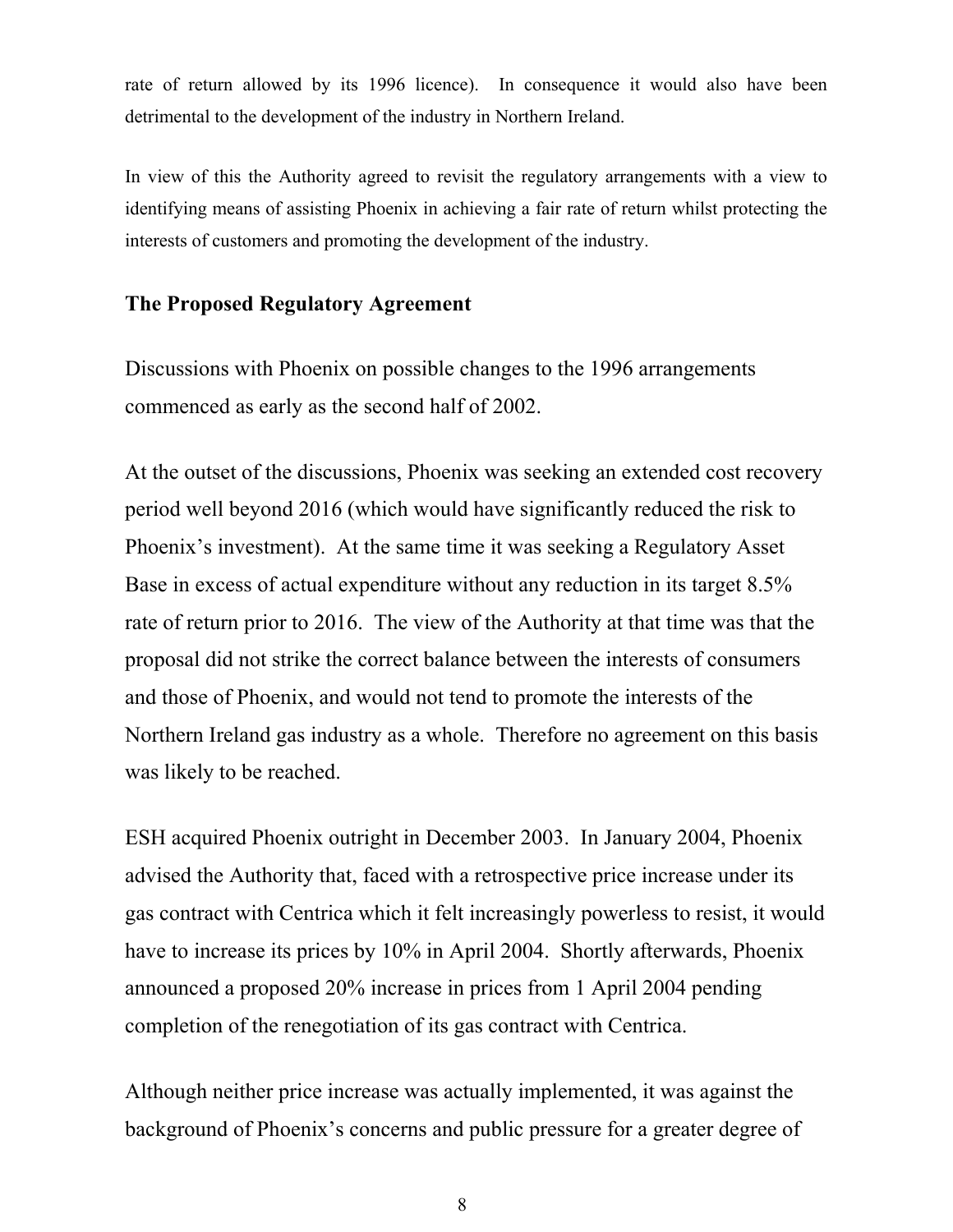rate of return allowed by its 1996 licence). In consequence it would also have been detrimental to the development of the industry in Northern Ireland.

In view of this the Authority agreed to revisit the regulatory arrangements with a view to identifying means of assisting Phoenix in achieving a fair rate of return whilst protecting the interests of customers and promoting the development of the industry.

## The Proposed Regulatory Agreement

Discussions with Phoenix on possible changes to the 1996 arrangements commenced as early as the second half of 2002.

At the outset of the discussions, Phoenix was seeking an extended cost recovery period well beyond 2016 (which would have significantly reduced the risk to Phoenix's investment). At the same time it was seeking a Regulatory Asset Base in excess of actual expenditure without any reduction in its target 8.5% rate of return prior to 2016. The view of the Authority at that time was that the proposal did not strike the correct balance between the interests of consumers and those of Phoenix, and would not tend to promote the interests of the Northern Ireland gas industry as a whole. Therefore no agreement on this basis was likely to be reached.

ESH acquired Phoenix outright in December 2003. In January 2004, Phoenix advised the Authority that, faced with a retrospective price increase under its gas contract with Centrica which it felt increasingly powerless to resist, it would have to increase its prices by 10% in April 2004. Shortly afterwards, Phoenix announced a proposed 20% increase in prices from 1 April 2004 pending completion of the renegotiation of its gas contract with Centrica.

Although neither price increase was actually implemented, it was against the background of Phoenix's concerns and public pressure for a greater degree of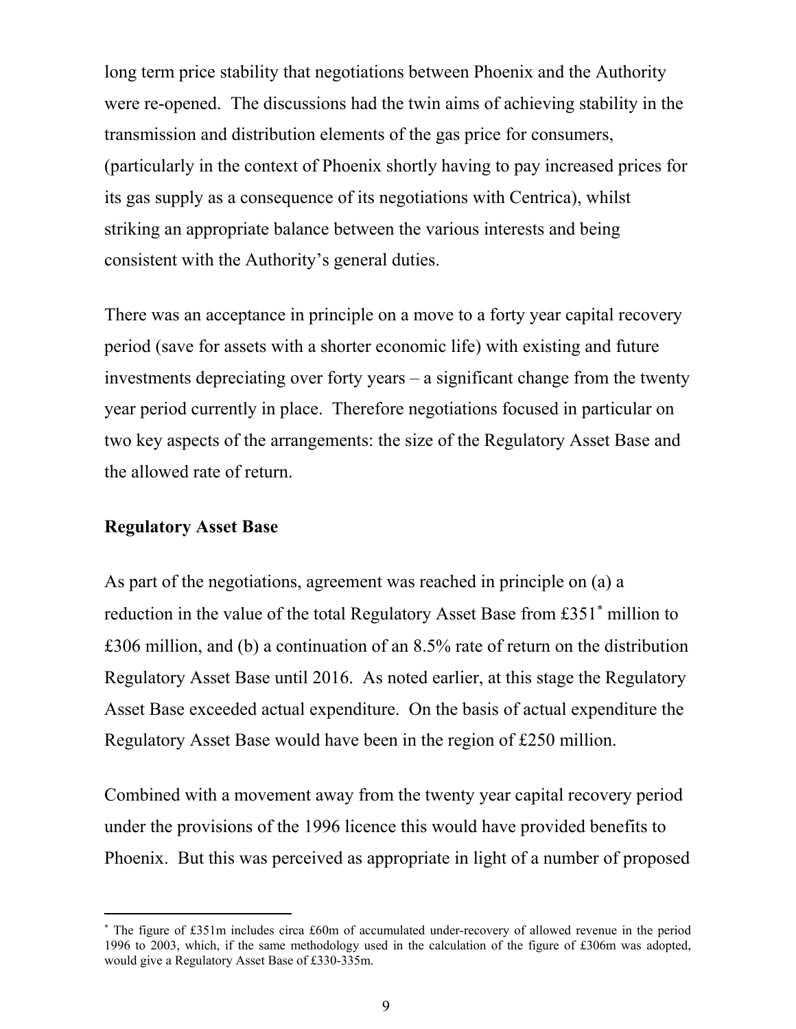long term price stability that negotiations between Phoenix and the Authority were re-opened. The discussions had the twin aims of achieving stability in the transmission and distribution elements of the gas price for consumers, (particularly in the context of Phoenix shortly having to pay increased prices for its gas supply as a consequence of its negotiations with Centrica), whilst striking an appropriate balance between the various interests and being consistent with the Authority's general duties.

There was an acceptance in principle on a move to a forty year capital recovery period (save for assets with a shorter economic life) with existing and future investments depreciating over forty years – a significant change from the twenty year period currently in place. Therefore negotiations focused in particular on two key aspects of the arrangements: the size of the Regulatory Asset Base and the allowed rate of return.

**Regulatory Asset Base**

As part of the negotiations, agreement was reached in principle on (a) a reduction in the value of the total Regulatory Asset Base from £351[*] million to £306 million, and (b) a continuation of an 8.5% rate of return on the distribution Regulatory Asset Base until 2016. As noted earlier, at this stage the Regulatory Asset Base exceeded actual expenditure. On the basis of actual expenditure the Regulatory Asset Base would have been in the region of £250 million.

Combined with a movement away from the twenty year capital recovery period under the provisions of the 1996 licence this would have provided benefits to Phoenix. But this was perceived as appropriate in light of a number of proposed

---

[*] The figure of £351m includes circa £60m of accumulated under-recovery of allowed revenue in the period 1996 to 2003, which, if the same methodology used in the calculation of the figure of £306m was adopted, would give a Regulatory Asset Base of £330-335m.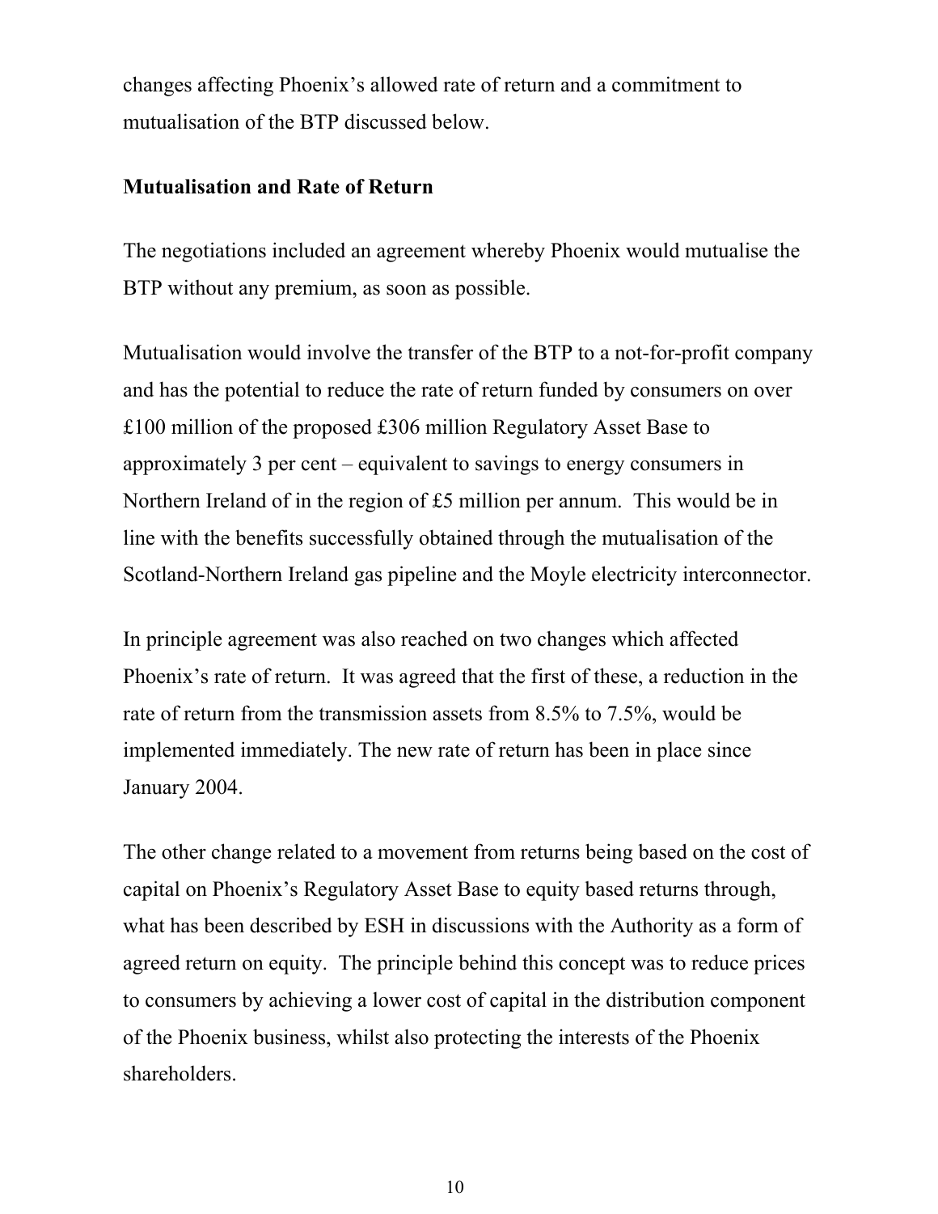changes affecting Phoenix's allowed rate of return and a commitment to mutualisation of the BTP discussed below.

**Mutualisation and Rate of Return**

The negotiations included an agreement whereby Phoenix would mutualise the BTP without any premium, as soon as possible.

Mutualisation would involve the transfer of the BTP to a not-for-profit company and has the potential to reduce the rate of return funded by consumers on over £100 million of the proposed £306 million Regulatory Asset Base to approximately 3 per cent – equivalent to savings to energy consumers in Northern Ireland of in the region of £5 million per annum. This would be in line with the benefits successfully obtained through the mutualisation of the Scotland-Northern Ireland gas pipeline and the Moyle electricity interconnector.

In principle agreement was also reached on two changes which affected Phoenix's rate of return. It was agreed that the first of these, a reduction in the rate of return from the transmission assets from 8.5% to 7.5%, would be implemented immediately. The new rate of return has been in place since January 2004.

The other change related to a movement from returns being based on the cost of capital on Phoenix's Regulatory Asset Base to equity based returns through, what has been described by ESH in discussions with the Authority as a form of agreed return on equity. The principle behind this concept was to reduce prices to consumers by achieving a lower cost of capital in the distribution component of the Phoenix business, whilst also protecting the interests of the Phoenix shareholders.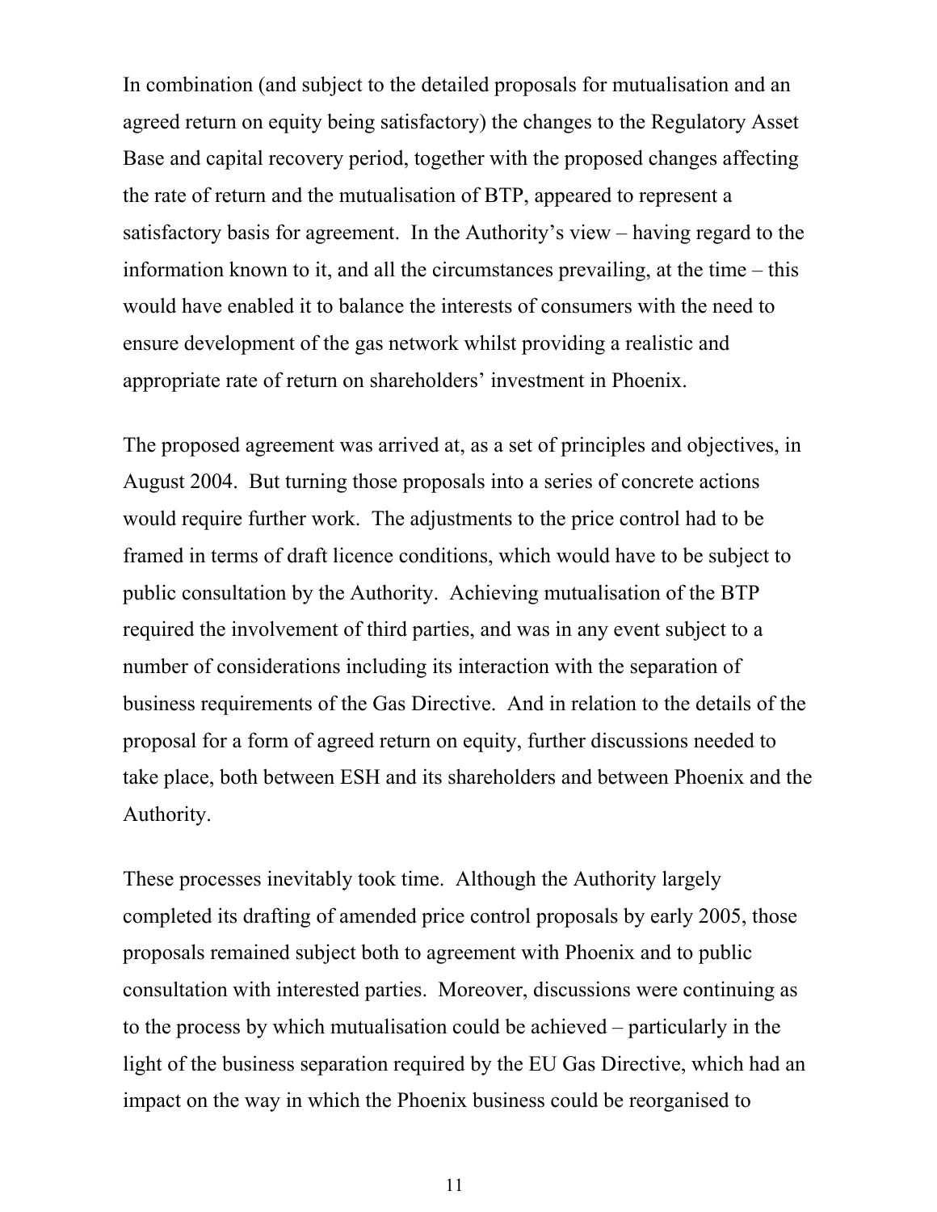In combination (and subject to the detailed proposals for mutualisation and an agreed return on equity being satisfactory) the changes to the Regulatory Asset Base and capital recovery period, together with the proposed changes affecting the rate of return and the mutualisation of BTP, appeared to represent a satisfactory basis for agreement. In the Authority's view – having regard to the information known to it, and all the circumstances prevailing, at the time – this would have enabled it to balance the interests of consumers with the need to ensure development of the gas network whilst providing a realistic and appropriate rate of return on shareholders' investment in Phoenix.

The proposed agreement was arrived at, as a set of principles and objectives, in August 2004. But turning those proposals into a series of concrete actions would require further work. The adjustments to the price control had to be framed in terms of draft licence conditions, which would have to be subject to public consultation by the Authority. Achieving mutualisation of the BTP required the involvement of third parties, and was in any event subject to a number of considerations including its interaction with the separation of business requirements of the Gas Directive. And in relation to the details of the proposal for a form of agreed return on equity, further discussions needed to take place, both between ESH and its shareholders and between Phoenix and the Authority.

These processes inevitably took time. Although the Authority largely completed its drafting of amended price control proposals by early 2005, those proposals remained subject both to agreement with Phoenix and to public consultation with interested parties. Moreover, discussions were continuing as to the process by which mutualisation could be achieved – particularly in the light of the business separation required by the EU Gas Directive, which had an impact on the way in which the Phoenix business could be reorganised to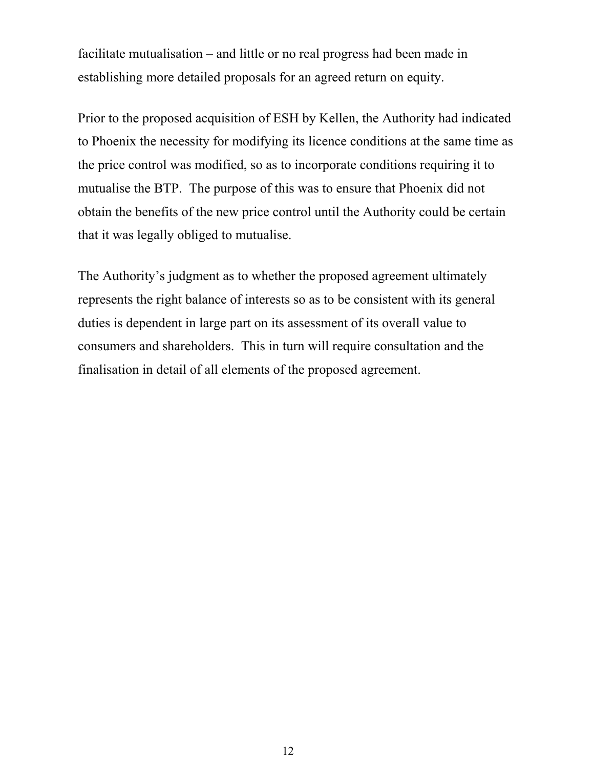facilitate mutualisation – and little or no real progress had been made in establishing more detailed proposals for an agreed return on equity.

Prior to the proposed acquisition of ESH by Kellen, the Authority had indicated to Phoenix the necessity for modifying its licence conditions at the same time as the price control was modified, so as to incorporate conditions requiring it to mutualise the BTP. The purpose of this was to ensure that Phoenix did not obtain the benefits of the new price control until the Authority could be certain that it was legally obliged to mutualise.

The Authority's judgment as to whether the proposed agreement ultimately represents the right balance of interests so as to be consistent with its general duties is dependent in large part on its assessment of its overall value to consumers and shareholders. This in turn will require consultation and the finalisation in detail of all elements of the proposed agreement.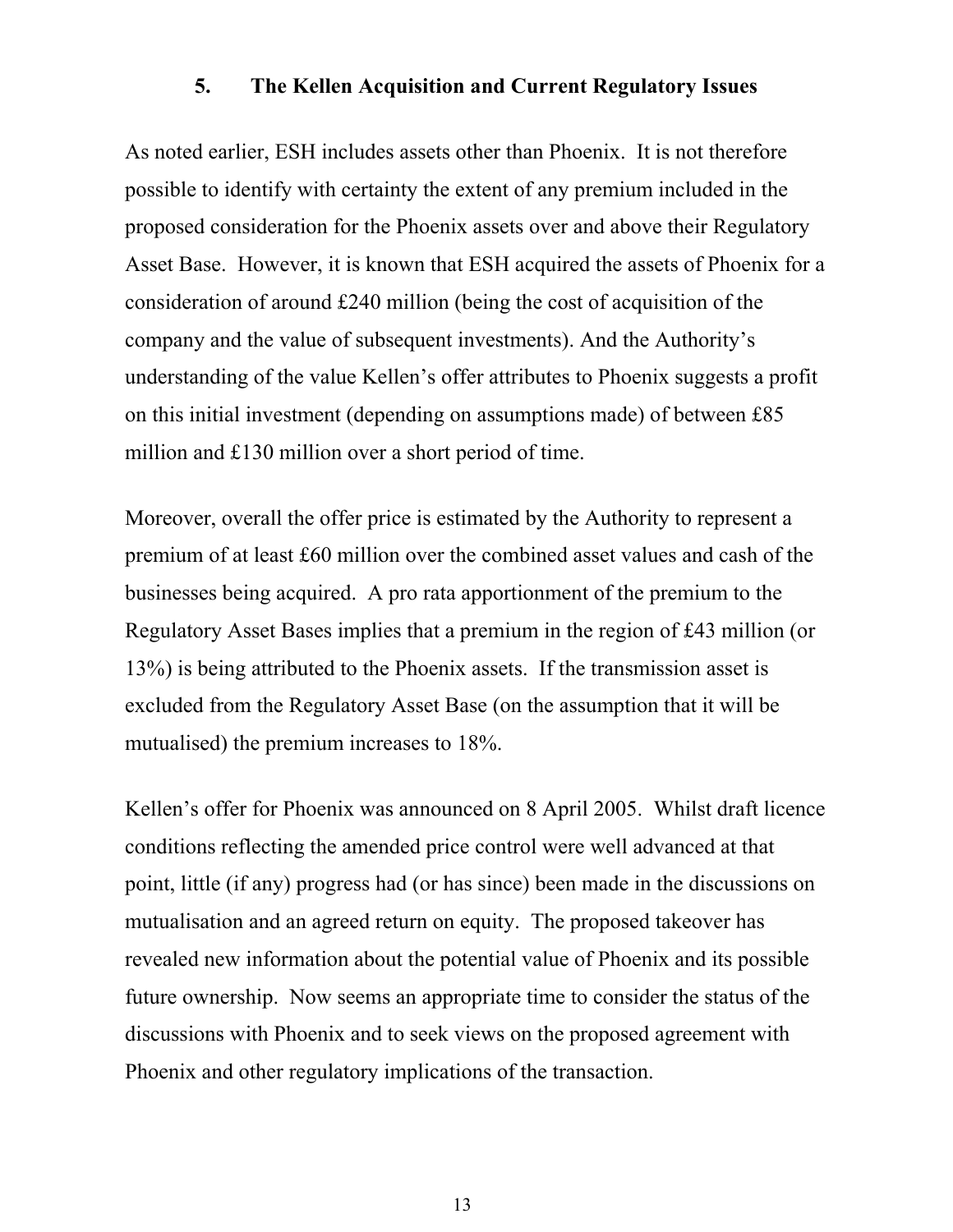## 5. The Kellen Acquisition and Current Regulatory Issues

As noted earlier, ESH includes assets other than Phoenix. It is not therefore possible to identify with certainty the extent of any premium included in the proposed consideration for the Phoenix assets over and above their Regulatory Asset Base. However, it is known that ESH acquired the assets of Phoenix for a consideration of around £240 million (being the cost of acquisition of the company and the value of subsequent investments). And the Authority's understanding of the value Kellen's offer attributes to Phoenix suggests a profit on this initial investment (depending on assumptions made) of between £85 million and £130 million over a short period of time.

Moreover, overall the offer price is estimated by the Authority to represent a premium of at least £60 million over the combined asset values and cash of the businesses being acquired. A pro rata apportionment of the premium to the Regulatory Asset Bases implies that a premium in the region of £43 million (or 13%) is being attributed to the Phoenix assets. If the transmission asset is excluded from the Regulatory Asset Base (on the assumption that it will be mutualised) the premium increases to 18%.

Kellen's offer for Phoenix was announced on 8 April 2005. Whilst draft licence conditions reflecting the amended price control were well advanced at that point, little (if any) progress had (or has since) been made in the discussions on mutualisation and an agreed return on equity. The proposed takeover has revealed new information about the potential value of Phoenix and its possible future ownership. Now seems an appropriate time to consider the status of the discussions with Phoenix and to seek views on the proposed agreement with Phoenix and other regulatory implications of the transaction.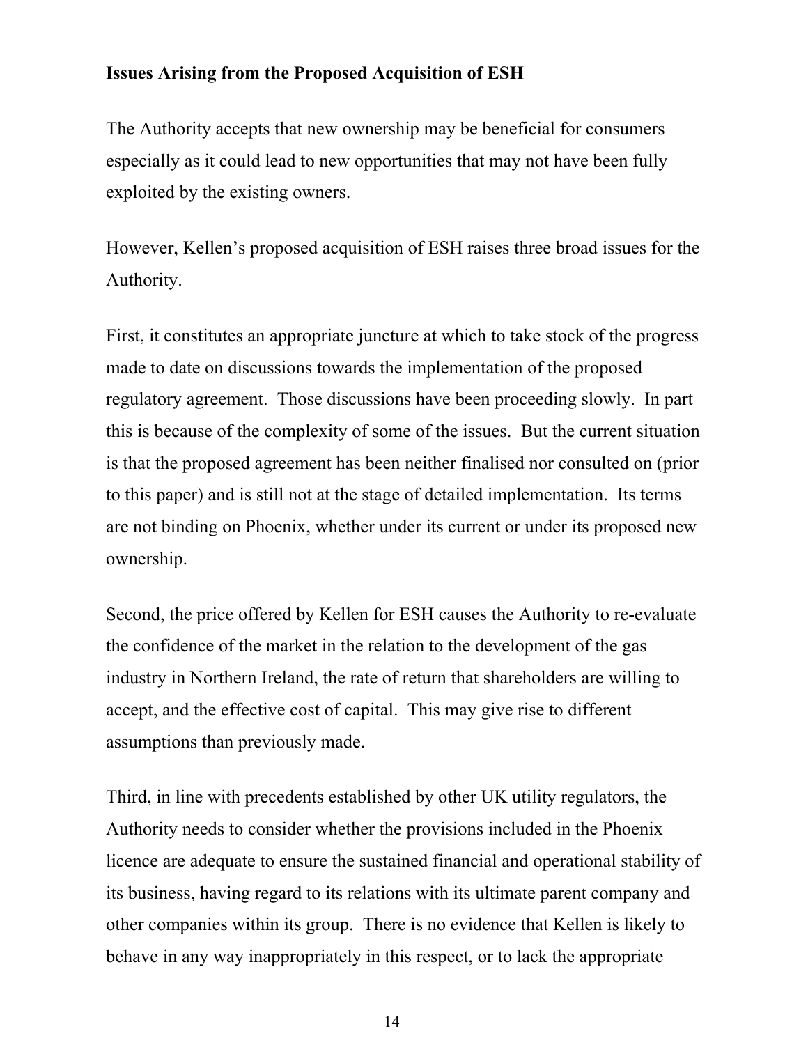**Issues Arising from the Proposed Acquisition of ESH**

The Authority accepts that new ownership may be beneficial for consumers especially as it could lead to new opportunities that may not have been fully exploited by the existing owners.

However, Kellen's proposed acquisition of ESH raises three broad issues for the Authority.

First, it constitutes an appropriate juncture at which to take stock of the progress made to date on discussions towards the implementation of the proposed regulatory agreement. Those discussions have been proceeding slowly. In part this is because of the complexity of some of the issues. But the current situation is that the proposed agreement has been neither finalised nor consulted on (prior to this paper) and is still not at the stage of detailed implementation. Its terms are not binding on Phoenix, whether under its current or under its proposed new ownership.

Second, the price offered by Kellen for ESH causes the Authority to re-evaluate the confidence of the market in the relation to the development of the gas industry in Northern Ireland, the rate of return that shareholders are willing to accept, and the effective cost of capital. This may give rise to different assumptions than previously made.

Third, in line with precedents established by other UK utility regulators, the Authority needs to consider whether the provisions included in the Phoenix licence are adequate to ensure the sustained financial and operational stability of its business, having regard to its relations with its ultimate parent company and other companies within its group. There is no evidence that Kellen is likely to behave in any way inappropriately in this respect, or to lack the appropriate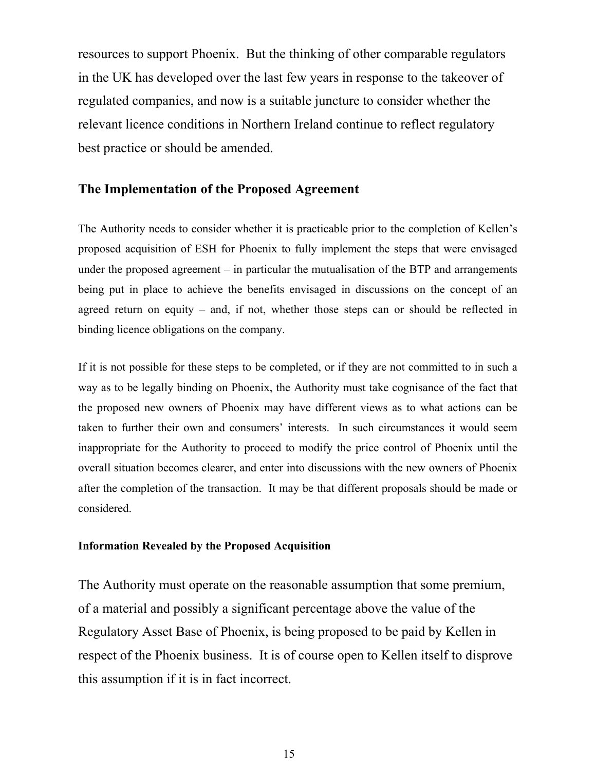resources to support Phoenix. But the thinking of other comparable regulators in the UK has developed over the last few years in response to the takeover of regulated companies, and now is a suitable juncture to consider whether the relevant licence conditions in Northern Ireland continue to reflect regulatory best practice or should be amended.

## The Implementation of the Proposed Agreement

The Authority needs to consider whether it is practicable prior to the completion of Kellen's proposed acquisition of ESH for Phoenix to fully implement the steps that were envisaged under the proposed agreement – in particular the mutualisation of the BTP and arrangements being put in place to achieve the benefits envisaged in discussions on the concept of an agreed return on equity – and, if not, whether those steps can or should be reflected in binding licence obligations on the company.

If it is not possible for these steps to be completed, or if they are not committed to in such a way as to be legally binding on Phoenix, the Authority must take cognisance of the fact that the proposed new owners of Phoenix may have different views as to what actions can be taken to further their own and consumers' interests. In such circumstances it would seem inappropriate for the Authority to proceed to modify the price control of Phoenix until the overall situation becomes clearer, and enter into discussions with the new owners of Phoenix after the completion of the transaction. It may be that different proposals should be made or considered.

### Information Revealed by the Proposed Acquisition

The Authority must operate on the reasonable assumption that some premium, of a material and possibly a significant percentage above the value of the Regulatory Asset Base of Phoenix, is being proposed to be paid by Kellen in respect of the Phoenix business. It is of course open to Kellen itself to disprove this assumption if it is in fact incorrect.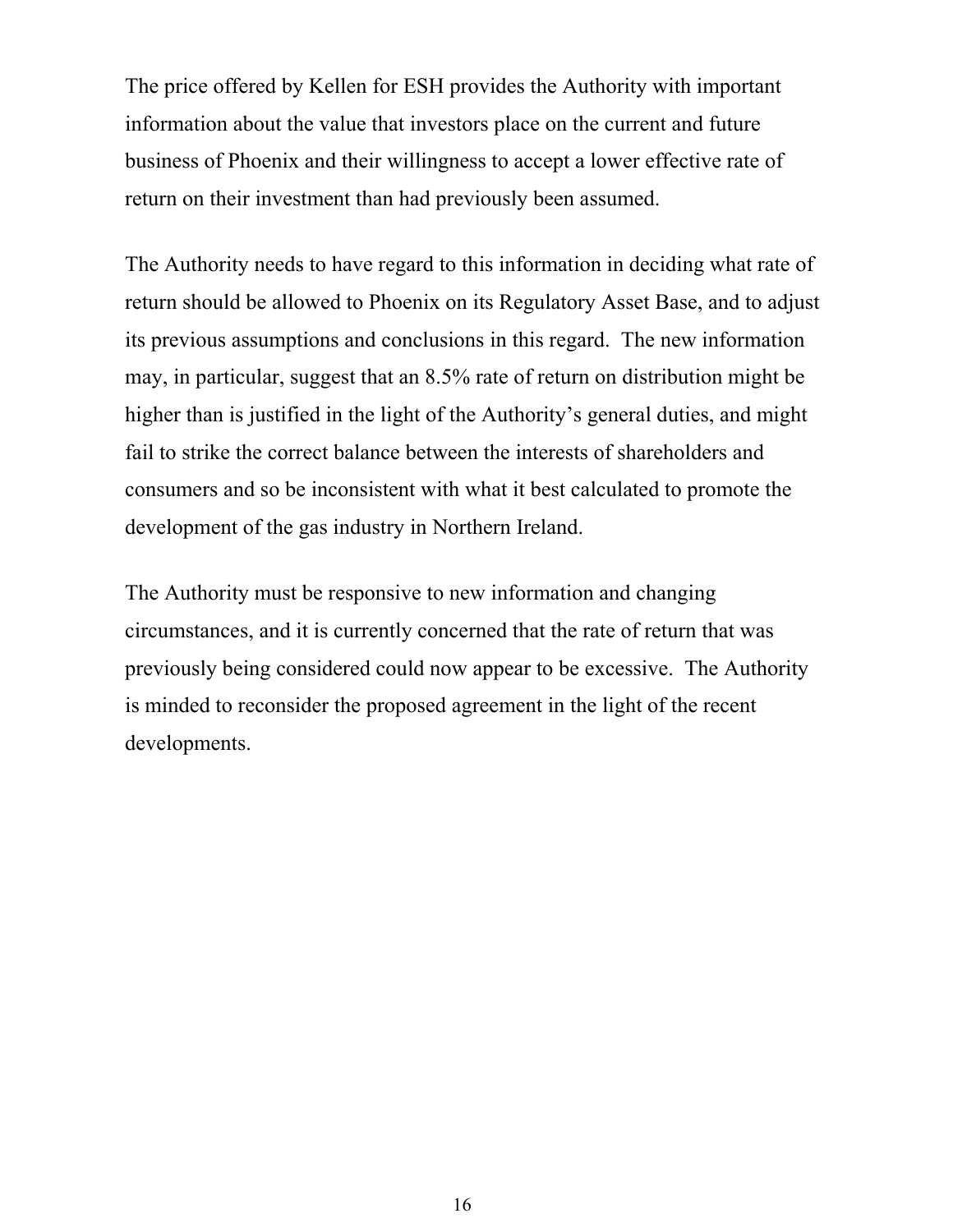The price offered by Kellen for ESH provides the Authority with important information about the value that investors place on the current and future business of Phoenix and their willingness to accept a lower effective rate of return on their investment than had previously been assumed.

The Authority needs to have regard to this information in deciding what rate of return should be allowed to Phoenix on its Regulatory Asset Base, and to adjust its previous assumptions and conclusions in this regard. The new information may, in particular, suggest that an 8.5% rate of return on distribution might be higher than is justified in the light of the Authority's general duties, and might fail to strike the correct balance between the interests of shareholders and consumers and so be inconsistent with what it best calculated to promote the development of the gas industry in Northern Ireland.

The Authority must be responsive to new information and changing circumstances, and it is currently concerned that the rate of return that was previously being considered could now appear to be excessive. The Authority is minded to reconsider the proposed agreement in the light of the recent developments.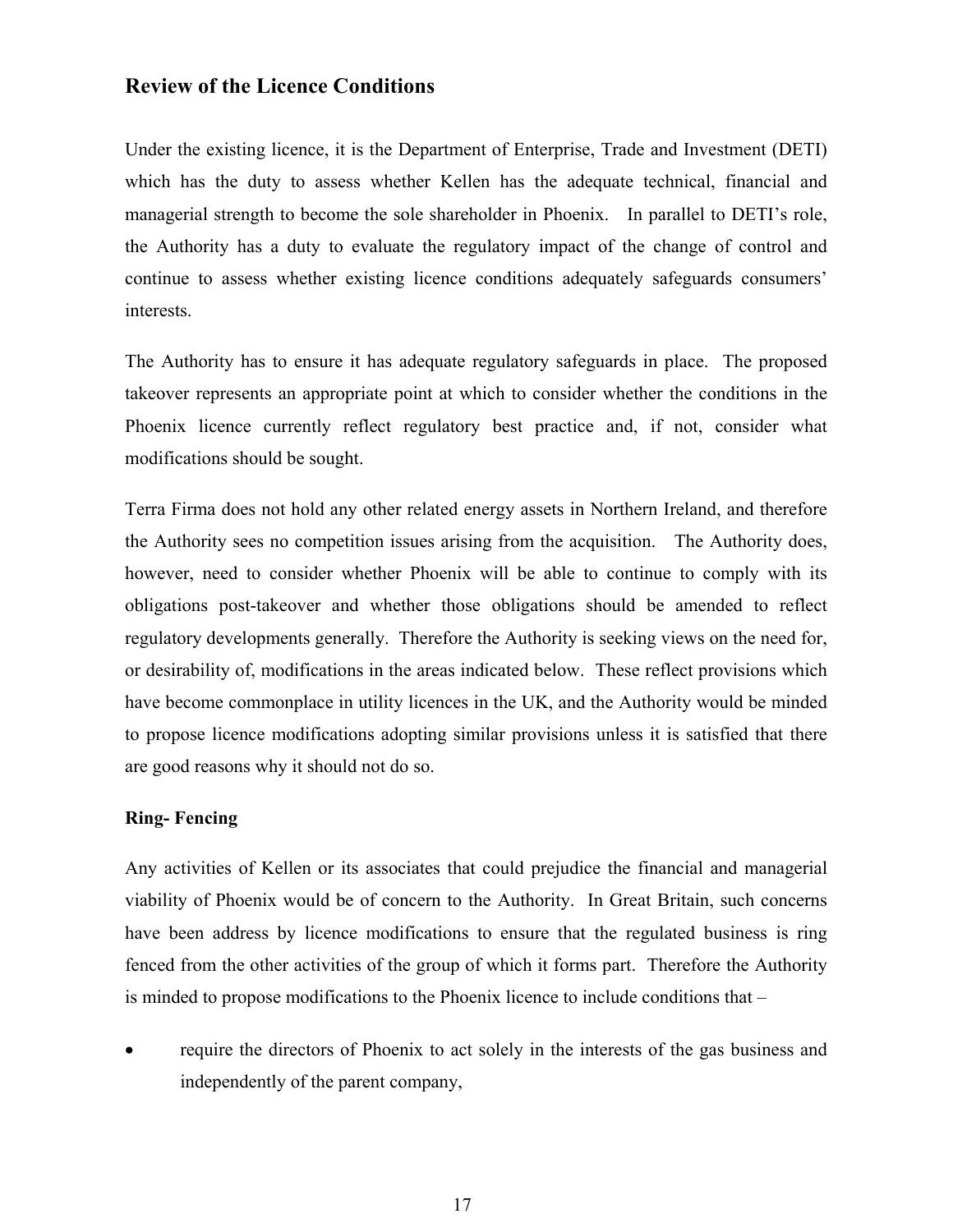## Review of the Licence Conditions

Under the existing licence, it is the Department of Enterprise, Trade and Investment (DETI) which has the duty to assess whether Kellen has the adequate technical, financial and managerial strength to become the sole shareholder in Phoenix. In parallel to DETI's role, the Authority has a duty to evaluate the regulatory impact of the change of control and continue to assess whether existing licence conditions adequately safeguards consumers' interests.

The Authority has to ensure it has adequate regulatory safeguards in place. The proposed takeover represents an appropriate point at which to consider whether the conditions in the Phoenix licence currently reflect regulatory best practice and, if not, consider what modifications should be sought.

Terra Firma does not hold any other related energy assets in Northern Ireland, and therefore the Authority sees no competition issues arising from the acquisition. The Authority does, however, need to consider whether Phoenix will be able to continue to comply with its obligations post-takeover and whether those obligations should be amended to reflect regulatory developments generally. Therefore the Authority is seeking views on the need for, or desirability of, modifications in the areas indicated below. These reflect provisions which have become commonplace in utility licences in the UK, and the Authority would be minded to propose licence modifications adopting similar provisions unless it is satisfied that there are good reasons why it should not do so.

### Ring- Fencing

Any activities of Kellen or its associates that could prejudice the financial and managerial viability of Phoenix would be of concern to the Authority. In Great Britain, such concerns have been address by licence modifications to ensure that the regulated business is ring fenced from the other activities of the group of which it forms part. Therefore the Authority is minded to propose modifications to the Phoenix licence to include conditions that –

- require the directors of Phoenix to act solely in the interests of the gas business and independently of the parent company,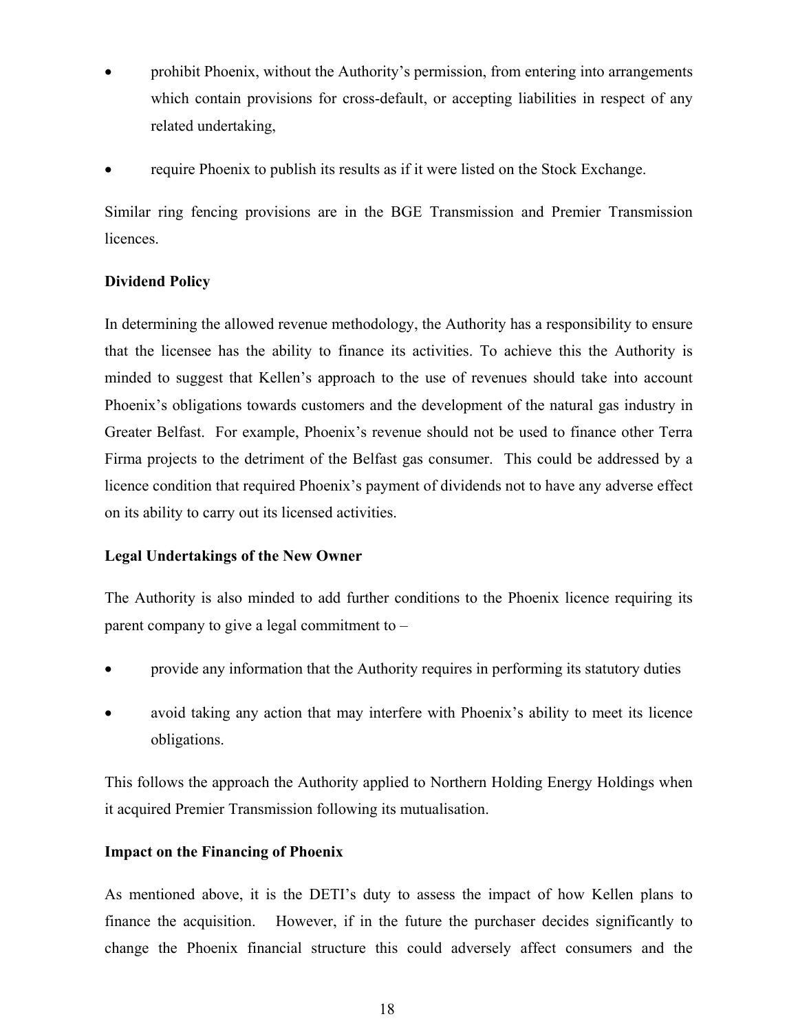- prohibit Phoenix, without the Authority's permission, from entering into arrangements which contain provisions for cross-default, or accepting liabilities in respect of any related undertaking,
- require Phoenix to publish its results as if it were listed on the Stock Exchange.

Similar ring fencing provisions are in the BGE Transmission and Premier Transmission licences.

**Dividend Policy**

In determining the allowed revenue methodology, the Authority has a responsibility to ensure that the licensee has the ability to finance its activities. To achieve this the Authority is minded to suggest that Kellen's approach to the use of revenues should take into account Phoenix's obligations towards customers and the development of the natural gas industry in Greater Belfast. For example, Phoenix's revenue should not be used to finance other Terra Firma projects to the detriment of the Belfast gas consumer. This could be addressed by a licence condition that required Phoenix's payment of dividends not to have any adverse effect on its ability to carry out its licensed activities.

**Legal Undertakings of the New Owner**

The Authority is also minded to add further conditions to the Phoenix licence requiring its parent company to give a legal commitment to –

- provide any information that the Authority requires in performing its statutory duties
- avoid taking any action that may interfere with Phoenix's ability to meet its licence obligations.

This follows the approach the Authority applied to Northern Holding Energy Holdings when it acquired Premier Transmission following its mutualisation.

**Impact on the Financing of Phoenix**

As mentioned above, it is the DETI's duty to assess the impact of how Kellen plans to finance the acquisition. However, if in the future the purchaser decides significantly to change the Phoenix financial structure this could adversely affect consumers and the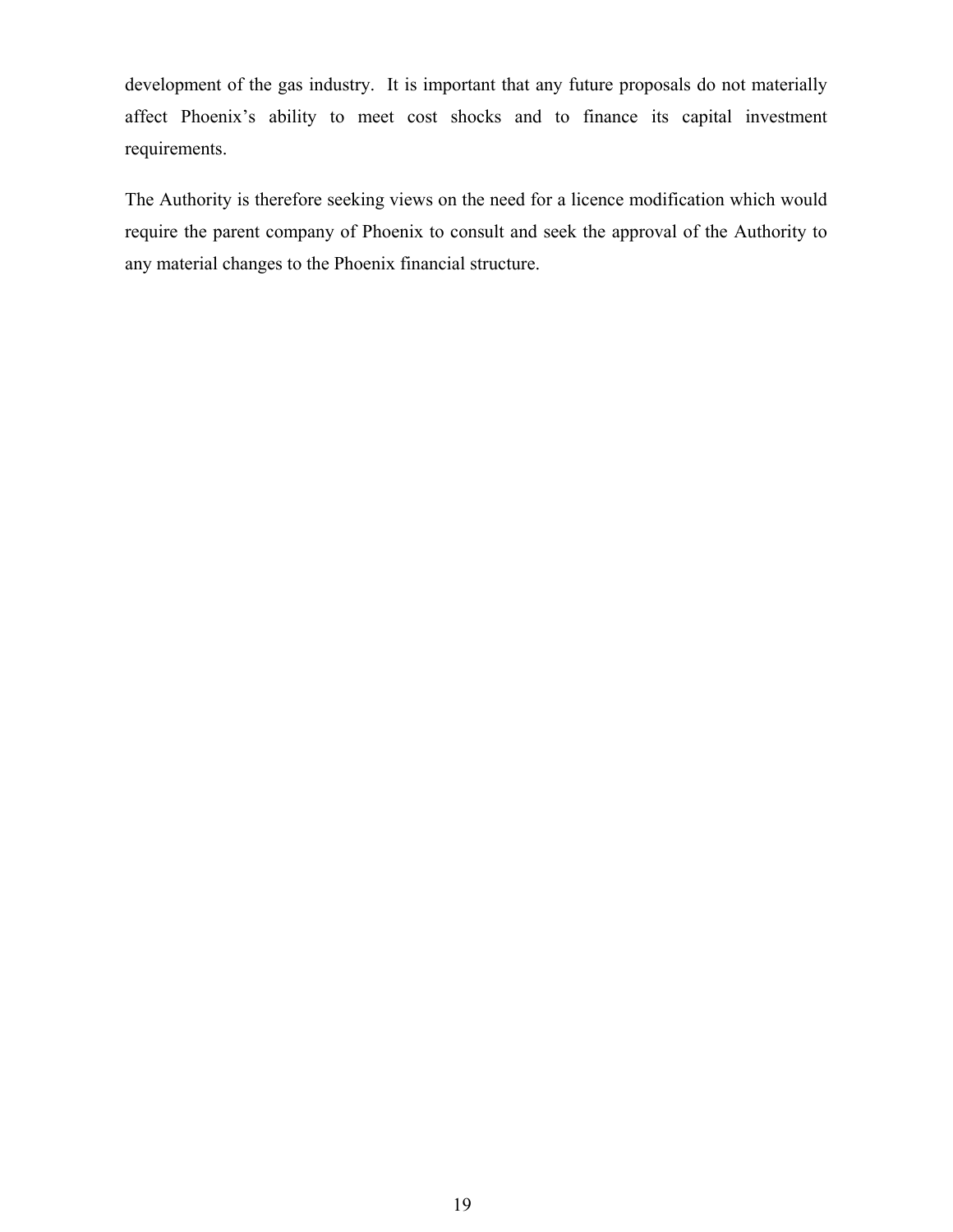development of the gas industry. It is important that any future proposals do not materially affect Phoenix's ability to meet cost shocks and to finance its capital investment requirements.

The Authority is therefore seeking views on the need for a licence modification which would require the parent company of Phoenix to consult and seek the approval of the Authority to any material changes to the Phoenix financial structure.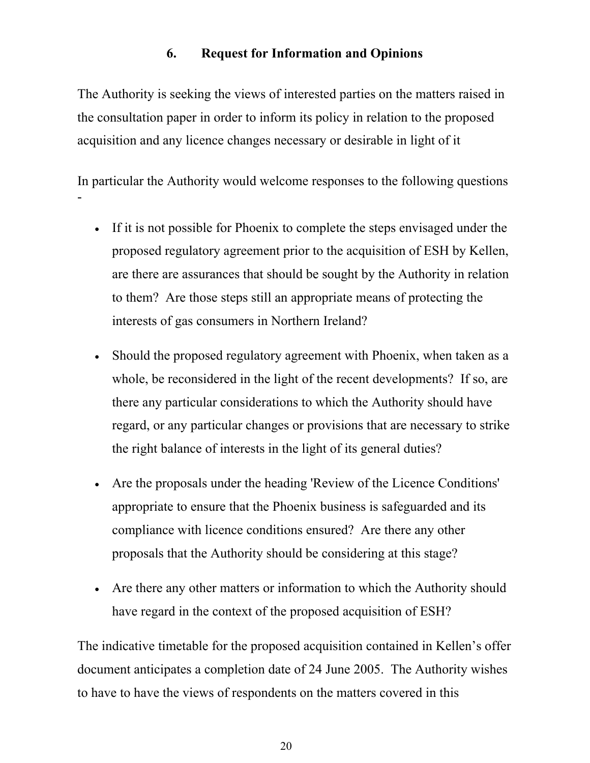## 6. Request for Information and Opinions

The Authority is seeking the views of interested parties on the matters raised in the consultation paper in order to inform its policy in relation to the proposed acquisition and any licence changes necessary or desirable in light of it

In particular the Authority would welcome responses to the following questions -

- If it is not possible for Phoenix to complete the steps envisaged under the proposed regulatory agreement prior to the acquisition of ESH by Kellen, are there are assurances that should be sought by the Authority in relation to them? Are those steps still an appropriate means of protecting the interests of gas consumers in Northern Ireland?
- Should the proposed regulatory agreement with Phoenix, when taken as a whole, be reconsidered in the light of the recent developments? If so, are there any particular considerations to which the Authority should have regard, or any particular changes or provisions that are necessary to strike the right balance of interests in the light of its general duties?
- Are the proposals under the heading 'Review of the Licence Conditions' appropriate to ensure that the Phoenix business is safeguarded and its compliance with licence conditions ensured? Are there any other proposals that the Authority should be considering at this stage?
- Are there any other matters or information to which the Authority should have regard in the context of the proposed acquisition of ESH?

The indicative timetable for the proposed acquisition contained in Kellen's offer document anticipates a completion date of 24 June 2005. The Authority wishes to have to have the views of respondents on the matters covered in this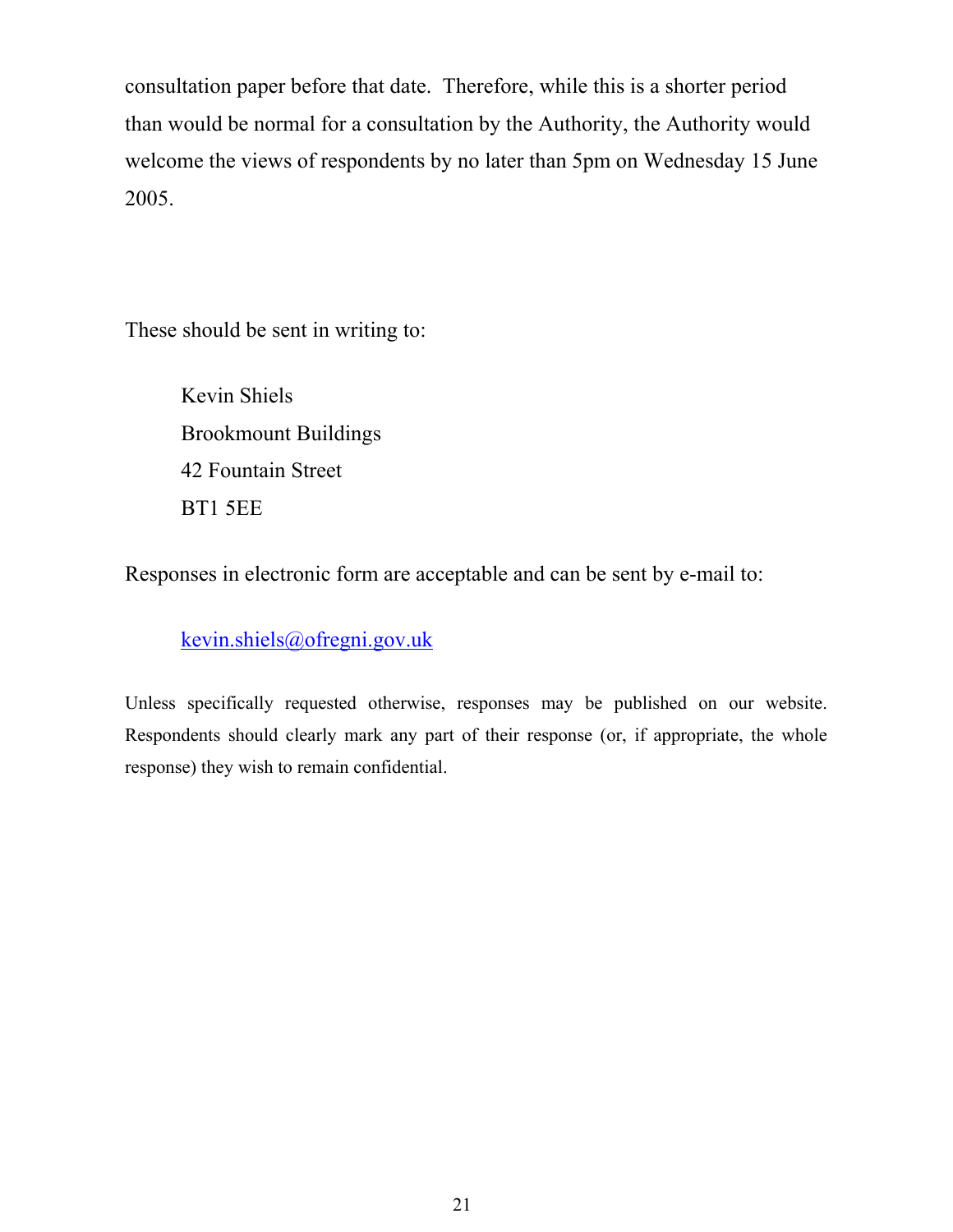consultation paper before that date. Therefore, while this is a shorter period than would be normal for a consultation by the Authority, the Authority would welcome the views of respondents by no later than 5pm on Wednesday 15 June 2005.

These should be sent in writing to:

Kevin Shiels
Brookmount Buildings
42 Fountain Street
BT1 5EE

Responses in electronic form are acceptable and can be sent by e-mail to:

kevin.shiels@ofregni.gov.uk

Unless specifically requested otherwise, responses may be published on our website. Respondents should clearly mark any part of their response (or, if appropriate, the whole response) they wish to remain confidential.